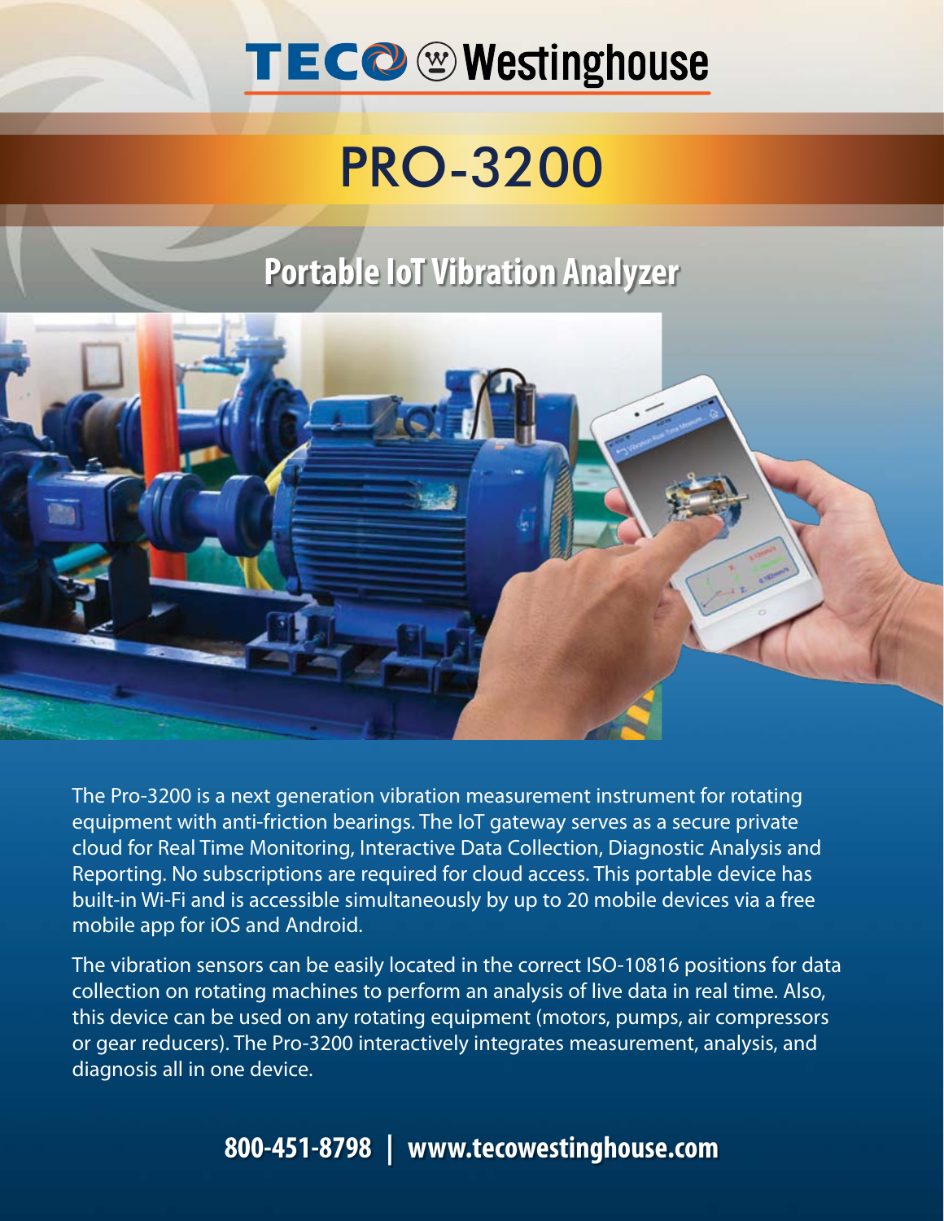TECO Westinghouse

# PRO-3200

## Portable IoT Vibration Analyzer

The Pro-3200 is a next generation vibration measurement instrument for rotating equipment with anti-friction bearings. The IoT gateway serves as a secure private cloud for Real Time Monitoring, Interactive Data Collection, Diagnostic Analysis and Reporting. No subscriptions are required for cloud access. This portable device has built-in Wi-Fi and is accessible simultaneously by up to 20 mobile devices via a free mobile app for iOS and Android.

The vibration sensors can be easily located in the correct ISO-10816 positions for data collection on rotating machines to perform an analysis of live data in real time. Also, this device can be used on any rotating equipment (motors, pumps, air compressors or gear reducers). The Pro-3200 interactively integrates measurement, analysis, and diagnosis all in one device.

**800-451-8798 | www.tecowestinghouse.com**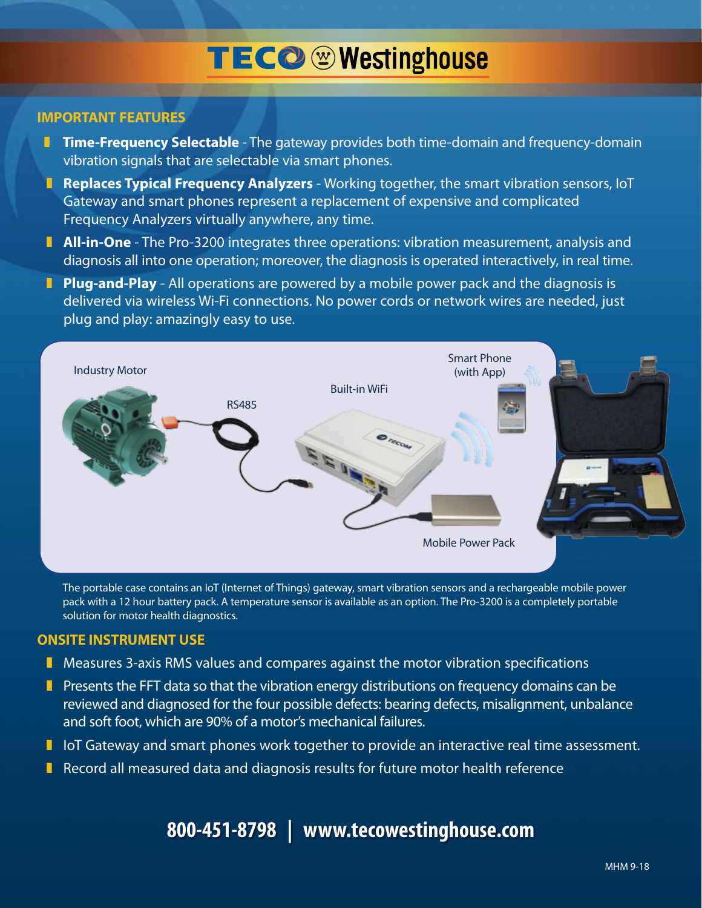# TECO Westinghouse

## IMPORTANT FEATURES

- **Time-Frequency Selectable** - The gateway provides both time-domain and frequency-domain vibration signals that are selectable via smart phones.
- **Replaces Typical Frequency Analyzers** - Working together, the smart vibration sensors, IoT Gateway and smart phones represent a replacement of expensive and complicated Frequency Analyzers virtually anywhere, any time.
- **All-in-One** - The Pro-3200 integrates three operations: vibration measurement, analysis and diagnosis all into one operation; moreover, the diagnosis is operated interactively, in real time.
- **Plug-and-Play** - All operations are powered by a mobile power pack and the diagnosis is delivered via wireless Wi-Fi connections. No power cords or network wires are needed, just plug and play: amazingly easy to use.

Industry Motor

RS485

Built-in WiFi

Smart Phone (with App)

Mobile Power Pack

The portable case contains an IoT (Internet of Things) gateway, smart vibration sensors and a rechargeable mobile power pack with a 12 hour battery pack. A temperature sensor is available as an option. The Pro-3200 is a completely portable solution for motor health diagnostics.

## ONSITE INSTRUMENT USE

- Measures 3-axis RMS values and compares against the motor vibration specifications
- Presents the FFT data so that the vibration energy distributions on frequency domains can be reviewed and diagnosed for the four possible defects: bearing defects, misalignment, unbalance and soft foot, which are 90% of a motor's mechanical failures.
- IoT Gateway and smart phones work together to provide an interactive real time assessment.
- Record all measured data and diagnosis results for future motor health reference

**800-451-8798 | www.tecowestinghouse.com**

MHM 9-18